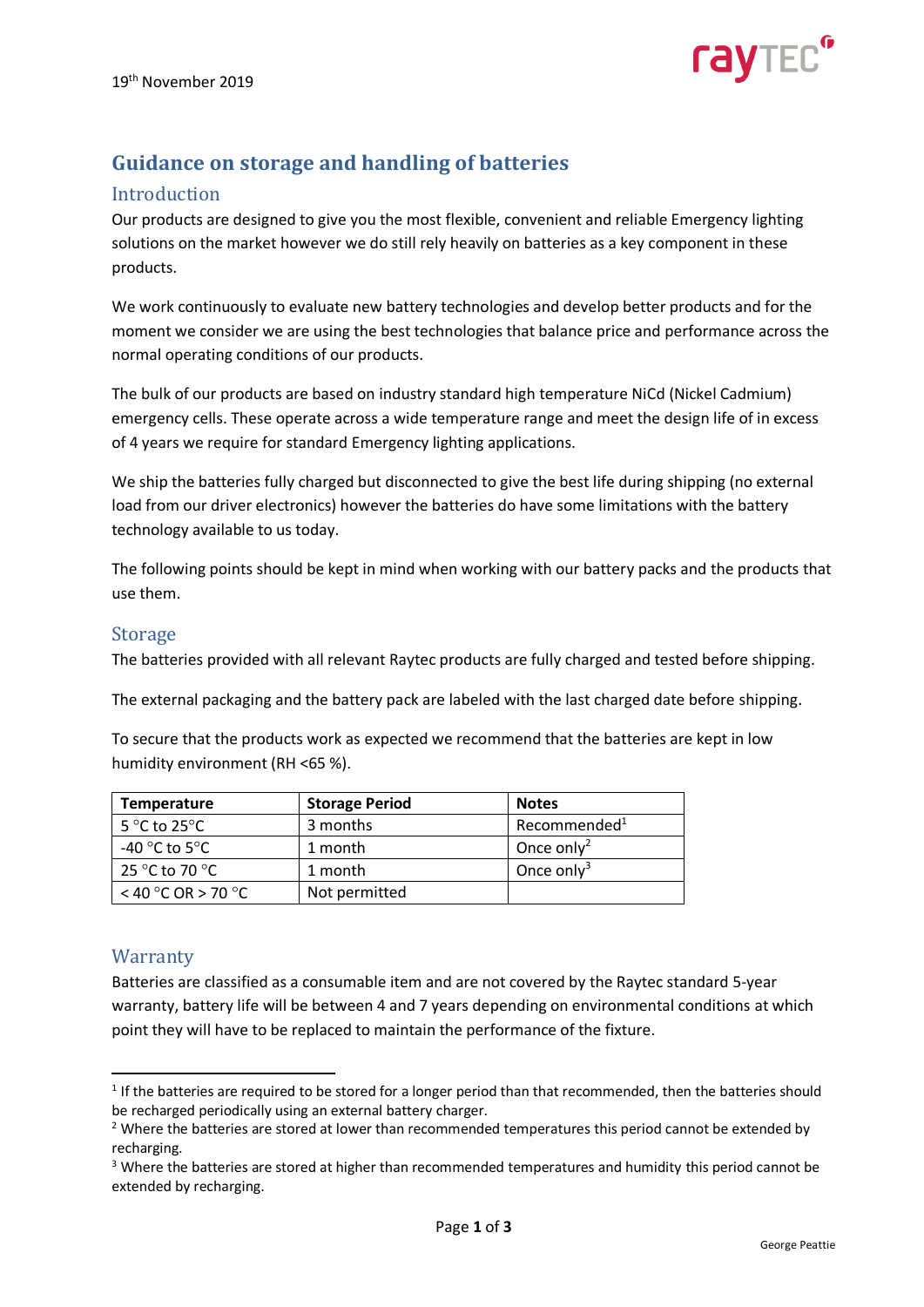19th November 2019

# Guidance on storage and handling of batteries

## Introduction

Our products are designed to give you the most flexible, convenient and reliable Emergency lighting solutions on the market however we do still rely heavily on batteries as a key component in these products.

We work continuously to evaluate new battery technologies and develop better products and for the moment we consider we are using the best technologies that balance price and performance across the normal operating conditions of our products.

The bulk of our products are based on industry standard high temperature NiCd (Nickel Cadmium) emergency cells. These operate across a wide temperature range and meet the design life of in excess of 4 years we require for standard Emergency lighting applications.

We ship the batteries fully charged but disconnected to give the best life during shipping (no external load from our driver electronics) however the batteries do have some limitations with the battery technology available to us today.

The following points should be kept in mind when working with our battery packs and the products that use them.

## Storage

The batteries provided with all relevant Raytec products are fully charged and tested before shipping.

The external packaging and the battery pack are labeled with the last charged date before shipping.

To secure that the products work as expected we recommend that the batteries are kept in low humidity environment (RH <65 %).

| Temperature | Storage Period | Notes |
|---|---|---|
| 5 °C to 25°C | 3 months | Recommended[1] |
| -40 °C to 5°C | 1 month | Once only[2] |
| 25 °C to 70 °C | 1 month | Once only[3] |
| < 40 °C OR > 70 °C | Not permitted | |

## Warranty

Batteries are classified as a consumable item and are not covered by the Raytec standard 5-year warranty, battery life will be between 4 and 7 years depending on environmental conditions at which point they will have to be replaced to maintain the performance of the fixture.

---

[1] If the batteries are required to be stored for a longer period than that recommended, then the batteries should be recharged periodically using an external battery charger.

[2] Where the batteries are stored at lower than recommended temperatures this period cannot be extended by recharging.

[3] Where the batteries are stored at higher than recommended temperatures and humidity this period cannot be extended by recharging.

George Peattie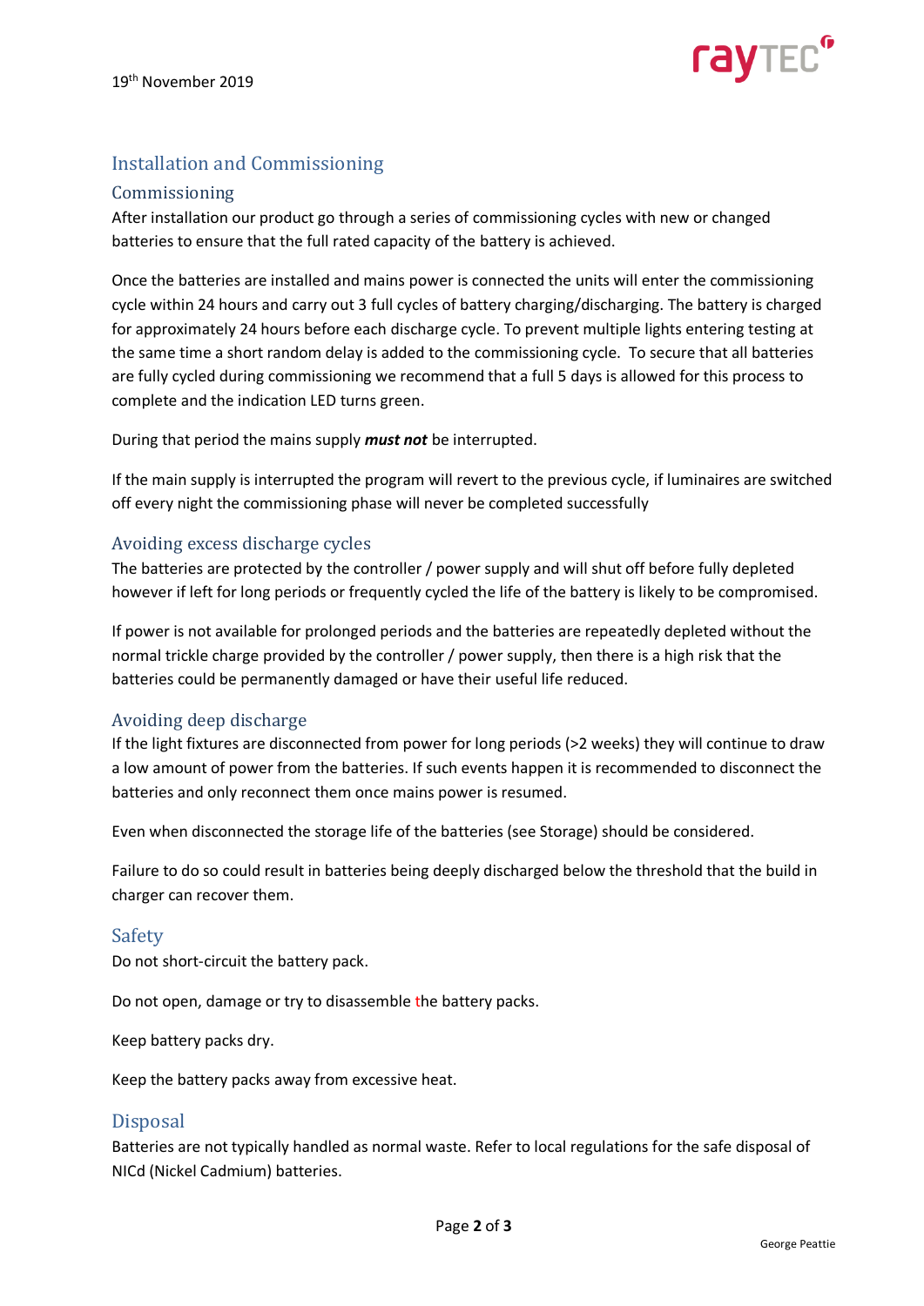19th November 2019

## Installation and Commissioning

### Commissioning

After installation our product go through a series of commissioning cycles with new or changed batteries to ensure that the full rated capacity of the battery is achieved.

Once the batteries are installed and mains power is connected the units will enter the commissioning cycle within 24 hours and carry out 3 full cycles of battery charging/discharging. The battery is charged for approximately 24 hours before each discharge cycle. To prevent multiple lights entering testing at the same time a short random delay is added to the commissioning cycle. To secure that all batteries are fully cycled during commissioning we recommend that a full 5 days is allowed for this process to complete and the indication LED turns green.

During that period the mains supply ***must not*** be interrupted.

If the main supply is interrupted the program will revert to the previous cycle, if luminaires are switched off every night the commissioning phase will never be completed successfully

### Avoiding excess discharge cycles

The batteries are protected by the controller / power supply and will shut off before fully depleted however if left for long periods or frequently cycled the life of the battery is likely to be compromised.

If power is not available for prolonged periods and the batteries are repeatedly depleted without the normal trickle charge provided by the controller / power supply, then there is a high risk that the batteries could be permanently damaged or have their useful life reduced.

### Avoiding deep discharge

If the light fixtures are disconnected from power for long periods (>2 weeks) they will continue to draw a low amount of power from the batteries. If such events happen it is recommended to disconnect the batteries and only reconnect them once mains power is resumed.

Even when disconnected the storage life of the batteries (see Storage) should be considered.

Failure to do so could result in batteries being deeply discharged below the threshold that the build in charger can recover them.

## Safety

Do not short-circuit the battery pack.

Do not open, damage or try to disassemble the battery packs.

Keep battery packs dry.

Keep the battery packs away from excessive heat.

## Disposal

Batteries are not typically handled as normal waste. Refer to local regulations for the safe disposal of NICd (Nickel Cadmium) batteries.

George Peattie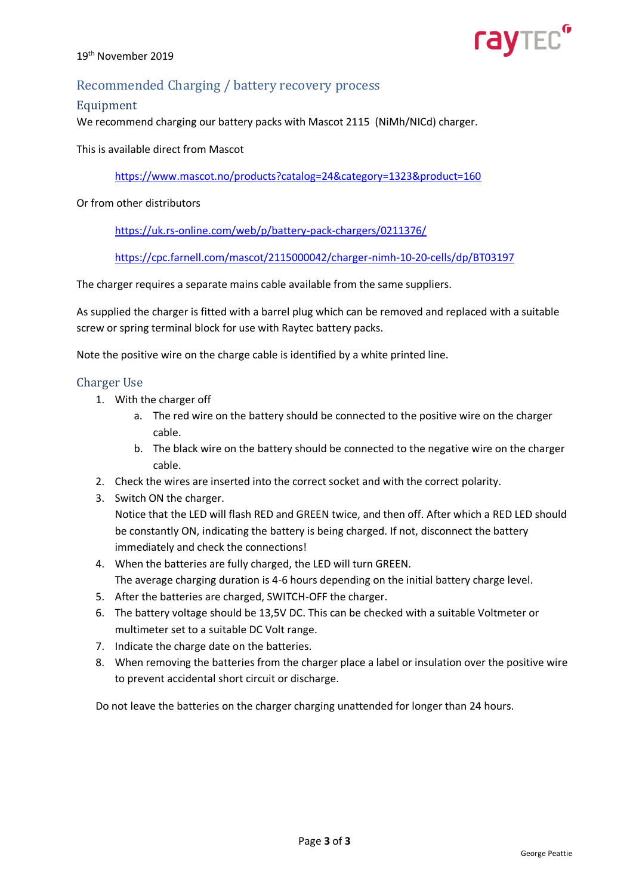19th November 2019

## Recommended Charging / battery recovery process

### Equipment

We recommend charging our battery packs with Mascot 2115 (NiMh/NICd) charger.

This is available direct from Mascot

https://www.mascot.no/products?catalog=24&category=1323&product=160

Or from other distributors

https://uk.rs-online.com/web/p/battery-pack-chargers/0211376/

https://cpc.farnell.com/mascot/2115000042/charger-nimh-10-20-cells/dp/BT03197

The charger requires a separate mains cable available from the same suppliers.

As supplied the charger is fitted with a barrel plug which can be removed and replaced with a suitable screw or spring terminal block for use with Raytec battery packs.

Note the positive wire on the charge cable is identified by a white printed line.

### Charger Use

1. With the charger off
   a. The red wire on the battery should be connected to the positive wire on the charger cable.
   b. The black wire on the battery should be connected to the negative wire on the charger cable.
2. Check the wires are inserted into the correct socket and with the correct polarity.
3. Switch ON the charger.
   Notice that the LED will flash RED and GREEN twice, and then off. After which a RED LED should be constantly ON, indicating the battery is being charged. If not, disconnect the battery immediately and check the connections!
4. When the batteries are fully charged, the LED will turn GREEN.
   The average charging duration is 4-6 hours depending on the initial battery charge level.
5. After the batteries are charged, SWITCH-OFF the charger.
6. The battery voltage should be 13,5V DC. This can be checked with a suitable Voltmeter or multimeter set to a suitable DC Volt range.
7. Indicate the charge date on the batteries.
8. When removing the batteries from the charger place a label or insulation over the positive wire to prevent accidental short circuit or discharge.

Do not leave the batteries on the charger charging unattended for longer than 24 hours.

George Peattie